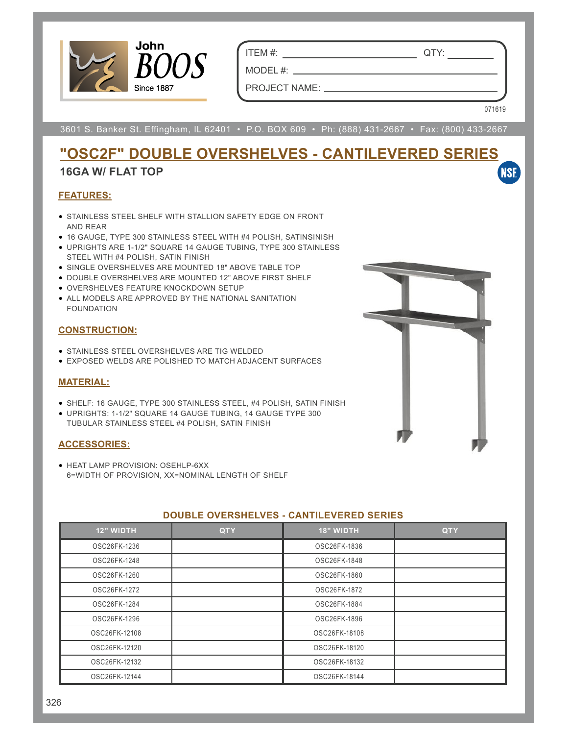John BOOS Since 1887

ITEM #: ______________________ QTY: ________

MODEL #: ______________________________

PROJECT NAME: __________________________

071619

3601 S. Banker St. Effingham, IL 62401 • P.O. BOX 609 • Ph: (888) 431-2667 • Fax: (800) 433-2667

# "OSC2F" DOUBLE OVERSHELVES - CANTILEVERED SERIES

### 16GA W/ FLAT TOP

## FEATURES:

- STAINLESS STEEL SHELF WITH STALLION SAFETY EDGE ON FRONT AND REAR
- 16 GAUGE, TYPE 300 STAINLESS STEEL WITH #4 POLISH, SATINSINISH
- UPRIGHTS ARE 1-1/2" SQUARE 14 GAUGE TUBING, TYPE 300 STAINLESS STEEL WITH #4 POLISH, SATIN FINISH
- SINGLE OVERSHELVES ARE MOUNTED 18" ABOVE TABLE TOP
- DOUBLE OVERSHELVES ARE MOUNTED 12" ABOVE FIRST SHELF
- OVERSHELVES FEATURE KNOCKDOWN SETUP
- ALL MODELS ARE APPROVED BY THE NATIONAL SANITATION FOUNDATION

## CONSTRUCTION:

- STAINLESS STEEL OVERSHELVES ARE TIG WELDED
- EXPOSED WELDS ARE POLISHED TO MATCH ADJACENT SURFACES

## MATERIAL:

- SHELF: 16 GAUGE, TYPE 300 STAINLESS STEEL, #4 POLISH, SATIN FINISH
- UPRIGHTS: 1-1/2" SQUARE 14 GAUGE TUBING, 14 GAUGE TYPE 300 TUBULAR STAINLESS STEEL #4 POLISH, SATIN FINISH

## ACCESSORIES:

- HEAT LAMP PROVISION: OSEHLP-6XX
  6=WIDTH OF PROVISION, XX=NOMINAL LENGTH OF SHELF

### DOUBLE OVERSHELVES - CANTILEVERED SERIES

| 12" WIDTH | QTY | 18" WIDTH | QTY |
|---|---|---|---|
| OSC26FK-1236 | | OSC26FK-1836 | |
| OSC26FK-1248 | | OSC26FK-1848 | |
| OSC26FK-1260 | | OSC26FK-1860 | |
| OSC26FK-1272 | | OSC26FK-1872 | |
| OSC26FK-1284 | | OSC26FK-1884 | |
| OSC26FK-1296 | | OSC26FK-1896 | |
| OSC26FK-12108 | | OSC26FK-18108 | |
| OSC26FK-12120 | | OSC26FK-18120 | |
| OSC26FK-12132 | | OSC26FK-18132 | |
| OSC26FK-12144 | | OSC26FK-18144 | |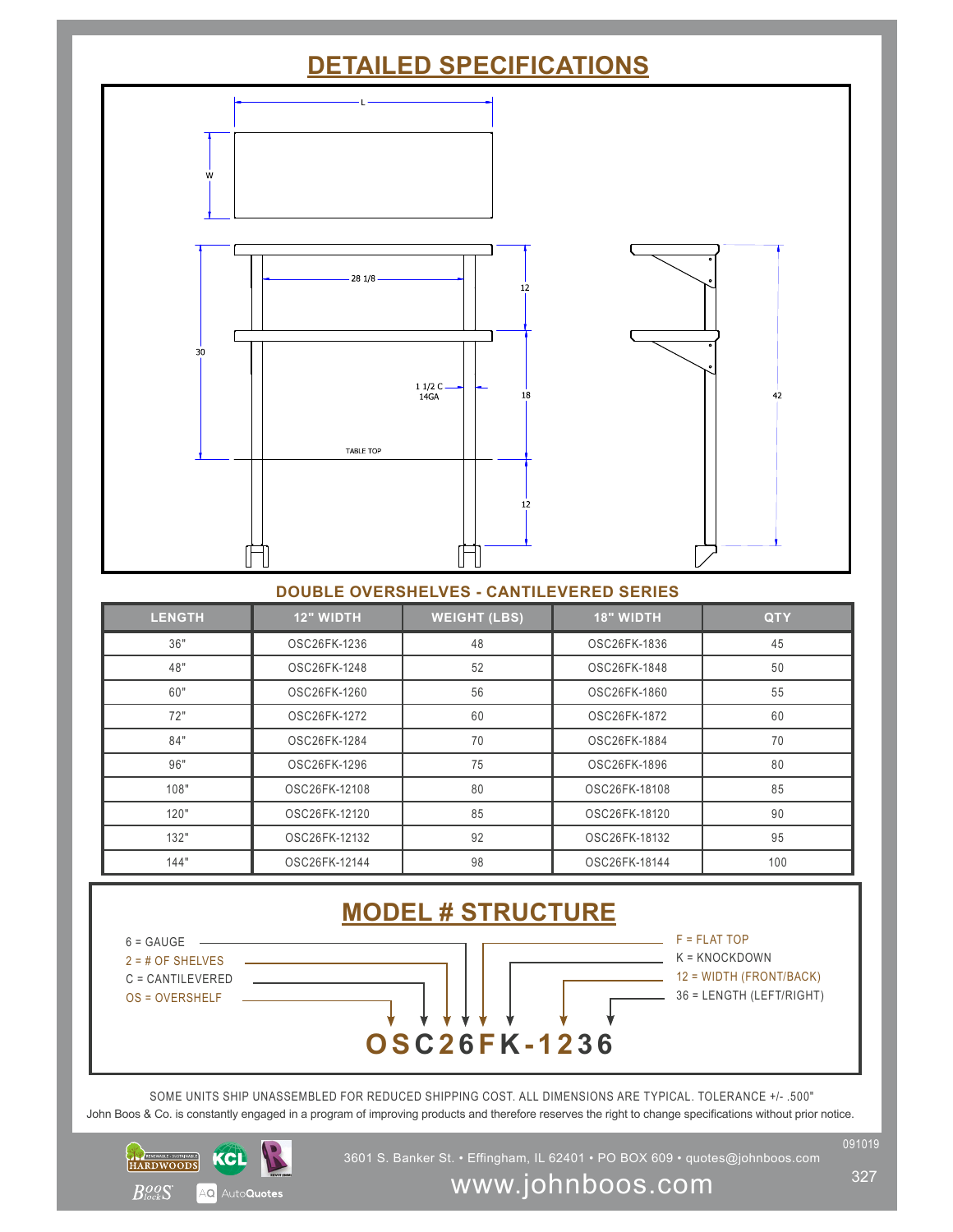# DETAILED SPECIFICATIONS

L

W

28 1/8

12

30

1 1/2 C
14GA

18

42

TABLE TOP

12

## DOUBLE OVERSHELVES - CANTILEVERED SERIES

| LENGTH | 12" WIDTH | WEIGHT (LBS) | 18" WIDTH | QTY |
|---|---|---|---|---|
| 36" | OSC26FK-1236 | 48 | OSC26FK-1836 | 45 |
| 48" | OSC26FK-1248 | 52 | OSC26FK-1848 | 50 |
| 60" | OSC26FK-1260 | 56 | OSC26FK-1860 | 55 |
| 72" | OSC26FK-1272 | 60 | OSC26FK-1872 | 60 |
| 84" | OSC26FK-1284 | 70 | OSC26FK-1884 | 70 |
| 96" | OSC26FK-1296 | 75 | OSC26FK-1896 | 80 |
| 108" | OSC26FK-12108 | 80 | OSC26FK-18108 | 85 |
| 120" | OSC26FK-12120 | 85 | OSC26FK-18120 | 90 |
| 132" | OSC26FK-12132 | 92 | OSC26FK-18132 | 95 |
| 144" | OSC26FK-12144 | 98 | OSC26FK-18144 | 100 |

## MODEL # STRUCTURE

6 = GAUGE
2 = # OF SHELVES
C = CANTILEVERED
OS = OVERSHELF

F = FLAT TOP
K = KNOCKDOWN
12 = WIDTH (FRONT/BACK)
36 = LENGTH (LEFT/RIGHT)

**OSC26FK-1236**

SOME UNITS SHIP UNASSEMBLED FOR REDUCED SHIPPING COST. ALL DIMENSIONS ARE TYPICAL. TOLERANCE +/- .500"

John Boos & Co. is constantly engaged in a program of improving products and therefore reserves the right to change specifications without prior notice.

3601 S. Banker St. • Effingham, IL 62401 • PO BOX 609 • quotes@johnboos.com

www.johnboos.com

091019